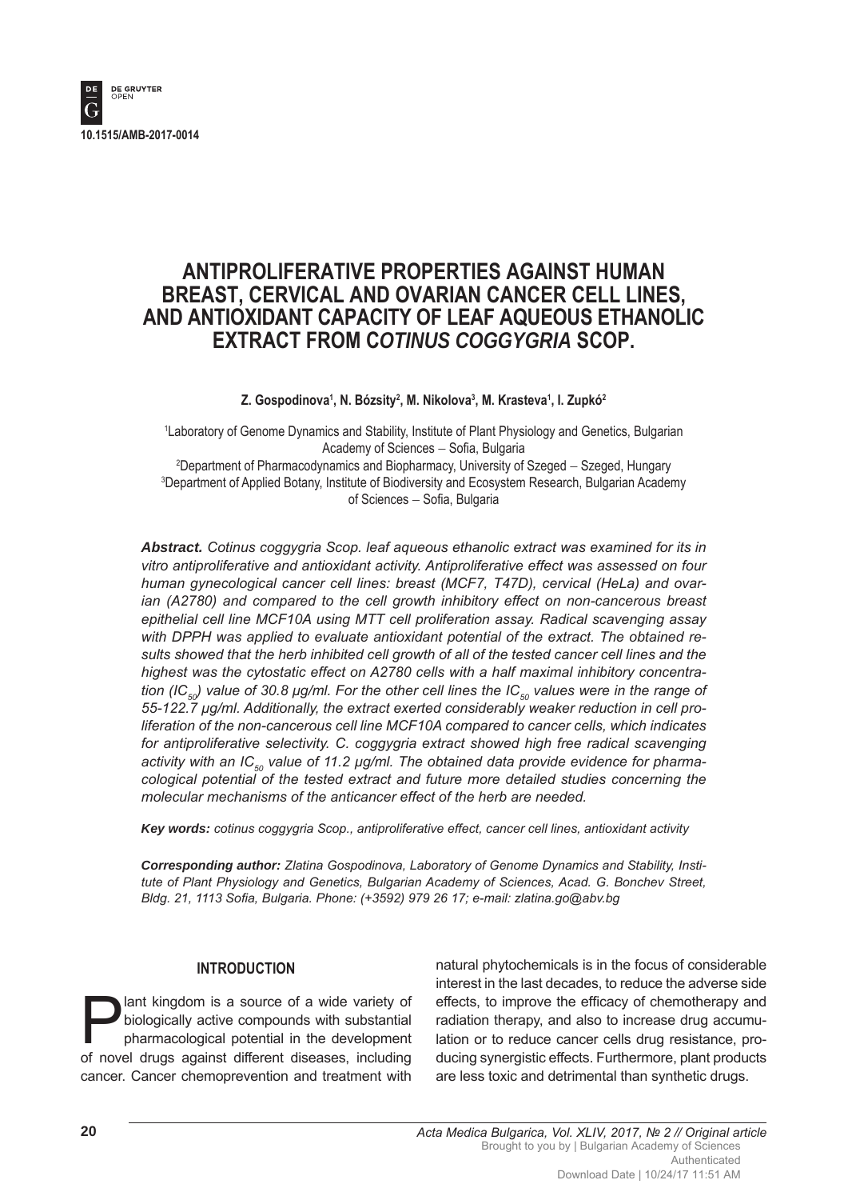10.1515/AMB-2017-0014

# ANTIPROLIFERATIVE PROPERTIES AGAINST HUMAN BREAST, CERVICAL AND OVARIAN CANCER CELL LINES, AND ANTIOXIDANT CAPACITY OF LEAF AQUEOUS ETHANOLIC EXTRACT FROM *COTINUS COGGYGRIA* SCOP.

**Z. Gospodinova[1], N. Bózsity[2], M. Nikolova[3], M. Krasteva[1], I. Zupkó[2]**

[1]Laboratory of Genome Dynamics and Stability, Institute of Plant Physiology and Genetics, Bulgarian Academy of Sciences – Sofia, Bulgaria
[2]Department of Pharmacodynamics and Biopharmacy, University of Szeged – Szeged, Hungary
[3]Department of Applied Botany, Institute of Biodiversity and Ecosystem Research, Bulgarian Academy of Sciences – Sofia, Bulgaria

***Abstract.*** *Cotinus coggygria Scop. leaf aqueous ethanolic extract was examined for its in vitro antiproliferative and antioxidant activity. Antiproliferative effect was assessed on four human gynecological cancer cell lines: breast (MCF7, T47D), cervical (HeLa) and ovarian (A2780) and compared to the cell growth inhibitory effect on non-cancerous breast epithelial cell line MCF10A using MTT cell proliferation assay. Radical scavenging assay with DPPH was applied to evaluate antioxidant potential of the extract. The obtained results showed that the herb inhibited cell growth of all of the tested cancer cell lines and the highest was the cytostatic effect on A2780 cells with a half maximal inhibitory concentration ($IC_{50}$) value of 30.8 μg/ml. For the other cell lines the $IC_{50}$ values were in the range of 55-122.7 μg/ml. Additionally, the extract exerted considerably weaker reduction in cell proliferation of the non-cancerous cell line MCF10A compared to cancer cells, which indicates for antiproliferative selectivity. C. coggygria extract showed high free radical scavenging activity with an $IC_{50}$ value of 11.2 μg/ml. The obtained data provide evidence for pharmacological potential of the tested extract and future more detailed studies concerning the molecular mechanisms of the anticancer effect of the herb are needed.*

***Key words:*** *cotinus coggygria Scop., antiproliferative effect, cancer cell lines, antioxidant activity*

***Corresponding author:*** *Zlatina Gospodinova, Laboratory of Genome Dynamics and Stability, Institute of Plant Physiology and Genetics, Bulgarian Academy of Sciences, Acad. G. Bonchev Street, Bldg. 21, 1113 Sofia, Bulgaria. Phone: (+3592) 979 26 17; e-mail: zlatina.go@abv.bg*

## INTRODUCTION

Plant kingdom is a source of a wide variety of biologically active compounds with substantial pharmacological potential in the development of novel drugs against different diseases, including cancer. Cancer chemoprevention and treatment with natural phytochemicals is in the focus of considerable interest in the last decades, to reduce the adverse side effects, to improve the efficacy of chemotherapy and radiation therapy, and also to increase drug accumulation or to reduce cancer cells drug resistance, producing synergistic effects. Furthermore, plant products are less toxic and detrimental than synthetic drugs.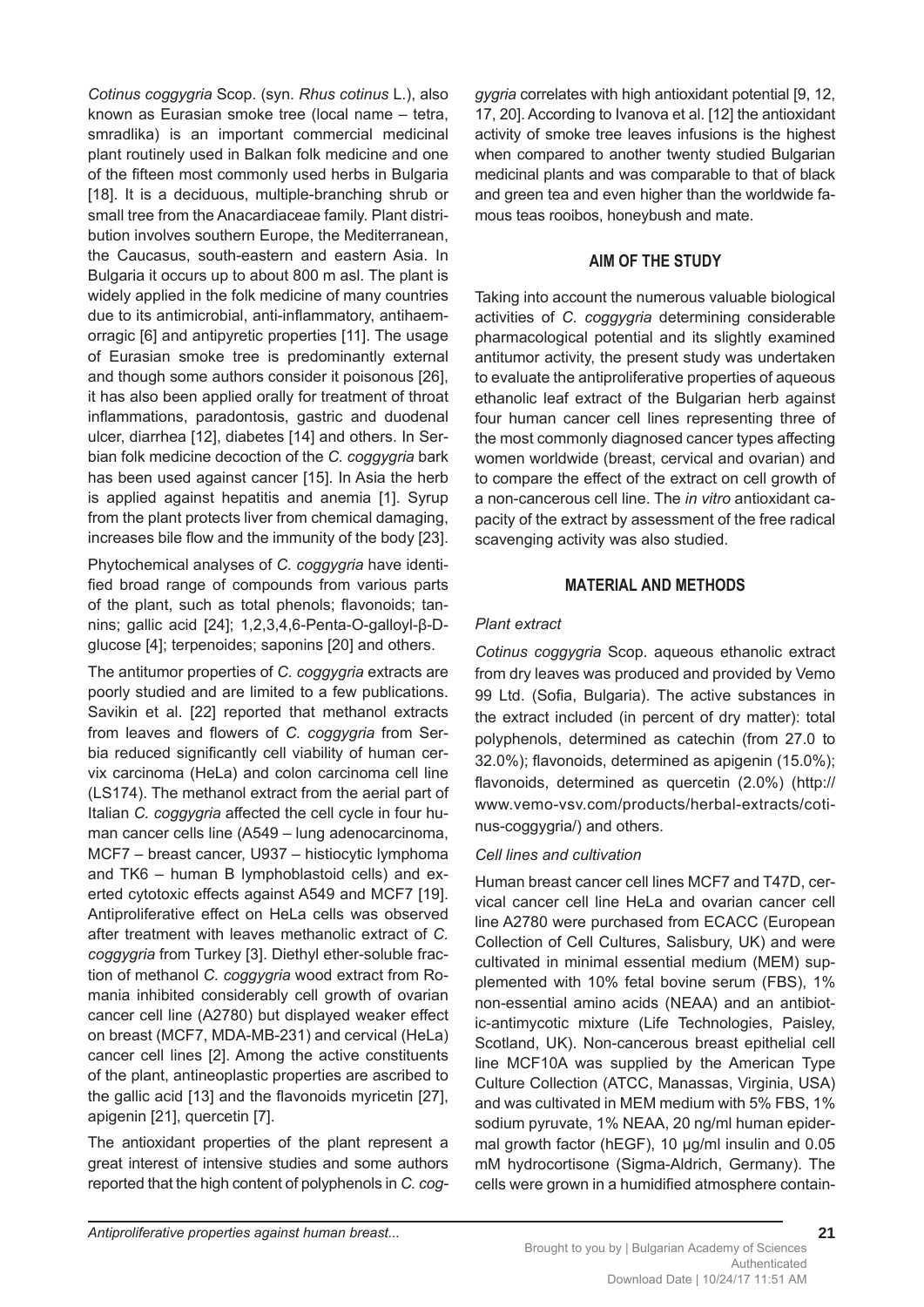*Cotinus coggygria* Scop. (syn. *Rhus cotinus* L.), also known as Eurasian smoke tree (local name – tetra, smradlika) is an important commercial medicinal plant routinely used in Balkan folk medicine and one of the fifteen most commonly used herbs in Bulgaria [18]. It is a deciduous, multiple-branching shrub or small tree from the Anacardiaceae family. Plant distribution involves southern Europe, the Mediterranean, the Caucasus, south-eastern and eastern Asia. In Bulgaria it occurs up to about 800 m asl. The plant is widely applied in the folk medicine of many countries due to its antimicrobial, anti-inflammatory, antihaemorragic [6] and antipyretic properties [11]. The usage of Eurasian smoke tree is predominantly external and though some authors consider it poisonous [26], it has also been applied orally for treatment of throat inflammations, paradontosis, gastric and duodenal ulcer, diarrhea [12], diabetes [14] and others. In Serbian folk medicine decoction of the *C. coggygria* bark has been used against cancer [15]. In Asia the herb is applied against hepatitis and anemia [1]. Syrup from the plant protects liver from chemical damaging, increases bile flow and the immunity of the body [23].

Phytochemical analyses of *C. coggygria* have identified broad range of compounds from various parts of the plant, such as total phenols; flavonoids; tannins; gallic acid [24]; 1,2,3,4,6-Penta-O-galloyl-β-D-glucose [4]; terpenoides; saponins [20] and others.

The antitumor properties of *C. coggygria* extracts are poorly studied and are limited to a few publications. Savikin et al. [22] reported that methanol extracts from leaves and flowers of *C. coggygria* from Serbia reduced significantly cell viability of human cervix carcinoma (HeLa) and colon carcinoma cell line (LS174). The methanol extract from the aerial part of Italian *C. coggygria* affected the cell cycle in four human cancer cells line (A549 – lung adenocarcinoma, MCF7 – breast cancer, U937 – histiocytic lymphoma and TK6 – human B lymphoblastoid cells) and exerted cytotoxic effects against A549 and MCF7 [19]. Antiproliferative effect on HeLa cells was observed after treatment with leaves methanolic extract of *C. coggygria* from Turkey [3]. Diethyl ether-soluble fraction of methanol *C. coggygria* wood extract from Romania inhibited considerably cell growth of ovarian cancer cell line (A2780) but displayed weaker effect on breast (MCF7, MDA-MB-231) and cervical (HeLa) cancer cell lines [2]. Among the active constituents of the plant, antineoplastic properties are ascribed to the gallic acid [13] and the flavonoids myricetin [27], apigenin [21], quercetin [7].

The antioxidant properties of the plant represent a great interest of intensive studies and some authors reported that the high content of polyphenols in *C. coggygria* correlates with high antioxidant potential [9, 12, 17, 20]. According to Ivanova et al. [12] the antioxidant activity of smoke tree leaves infusions is the highest when compared to another twenty studied Bulgarian medicinal plants and was comparable to that of black and green tea and even higher than the worldwide famous teas rooibos, honeybush and mate.

## AIM OF THE STUDY

Taking into account the numerous valuable biological activities of *C. coggygria* determining considerable pharmacological potential and its slightly examined antitumor activity, the present study was undertaken to evaluate the antiproliferative properties of aqueous ethanolic leaf extract of the Bulgarian herb against four human cancer cell lines representing three of the most commonly diagnosed cancer types affecting women worldwide (breast, cervical and ovarian) and to compare the effect of the extract on cell growth of a non-cancerous cell line. The *in vitro* antioxidant capacity of the extract by assessment of the free radical scavenging activity was also studied.

## MATERIAL AND METHODS

### *Plant extract*

*Cotinus coggygria* Scop. aqueous ethanolic extract from dry leaves was produced and provided by Vemo 99 Ltd. (Sofia, Bulgaria). The active substances in the extract included (in percent of dry matter): total polyphenols, determined as catechin (from 27.0 to 32.0%); flavonoids, determined as apigenin (15.0%); flavonoids, determined as quercetin (2.0%) (http://www.vemo-vsv.com/products/herbal-extracts/cotinus-coggygria/) and others.

### *Cell lines and cultivation*

Human breast cancer cell lines MCF7 and T47D, cervical cancer cell line HeLa and ovarian cancer cell line A2780 were purchased from ECACC (European Collection of Cell Cultures, Salisbury, UK) and were cultivated in minimal essential medium (MEM) supplemented with 10% fetal bovine serum (FBS), 1% non-essential amino acids (NEAA) and an antibiotic-antimycotic mixture (Life Technologies, Paisley, Scotland, UK). Non-cancerous breast epithelial cell line MCF10A was supplied by the American Type Culture Collection (ATCC, Manassas, Virginia, USA) and was cultivated in MEM medium with 5% FBS, 1% sodium pyruvate, 1% NEAA, 20 ng/ml human epidermal growth factor (hEGF), 10 μg/ml insulin and 0.05 mM hydrocortisone (Sigma-Aldrich, Germany). The cells were grown in a humidified atmosphere contain-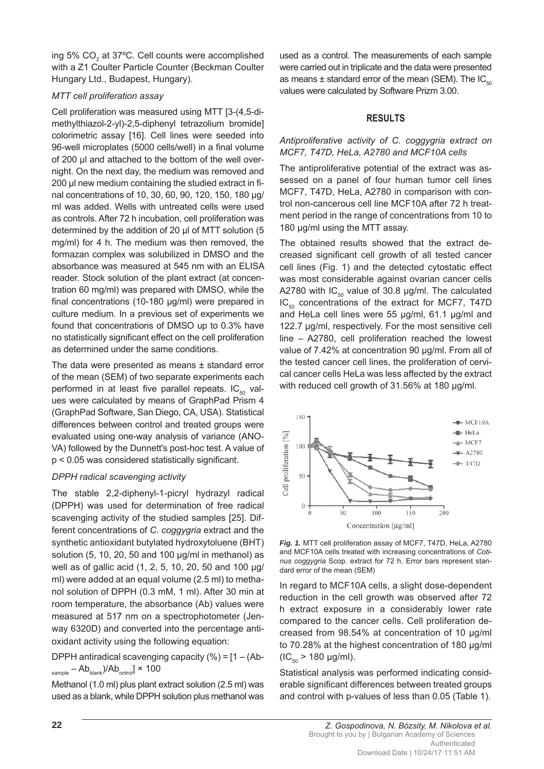ing 5% $CO_2$ at 37ºC. Cell counts were accomplished with a Z1 Coulter Particle Counter (Beckman Coulter Hungary Ltd., Budapest, Hungary).

### *MTT cell proliferation assay*

Cell proliferation was measured using MTT [3-(4,5-dimethylthiazol-2-yl)-2,5-diphenyl tetrazolium bromide] colorimetric assay [16]. Cell lines were seeded into 96-well microplates (5000 cells/well) in a final volume of 200 µl and attached to the bottom of the well overnight. On the next day, the medium was removed and 200 µl new medium containing the studied extract in final concentrations of 10, 30, 60, 90, 120, 150, 180 µg/ml was added. Wells with untreated cells were used as controls. After 72 h incubation, cell proliferation was determined by the addition of 20 µl of MTT solution (5 mg/ml) for 4 h. The medium was then removed, the formazan complex was solubilized in DMSO and the absorbance was measured at 545 nm with an ELISA reader. Stock solution of the plant extract (at concentration 60 mg/ml) was prepared with DMSO, while the final concentrations (10-180 µg/ml) were prepared in culture medium. In a previous set of experiments we found that concentrations of DMSO up to 0.3% have no statistically significant effect on the cell proliferation as determined under the same conditions.

The data were presented as means ± standard error of the mean (SEM) of two separate experiments each performed in at least five parallel repeats. $IC_{50}$ values were calculated by means of GraphPad Prism 4 (GraphPad Software, San Diego, CA, USA). Statistical differences between control and treated groups were evaluated using one-way analysis of variance (ANOVA) followed by the Dunnett's post-hoc test. A value of $p < 0.05$ was considered statistically significant.

### *DPPH radical scavenging activity*

The stable 2,2-diphenyl-1-picryl hydrazyl radical (DPPH) was used for determination of free radical scavenging activity of the studied samples [25]. Different concentrations of *C. coggygria* extract and the synthetic antioxidant butylated hydroxytoluene (BHT) solution (5, 10, 20, 50 and 100 µg/ml in methanol) as well as of gallic acid (1, 2, 5, 10, 20, 50 and 100 µg/ml) were added at an equal volume (2.5 ml) to methanol solution of DPPH (0.3 mM, 1 ml). After 30 min at room temperature, the absorbance (Ab) values were measured at 517 nm on a spectrophotometer (Jenway 6320D) and converted into the percentage antioxidant activity using the following equation:

$$\text{DPPH antiradical scavenging capacity (\%)} = [1 - (Ab_{sample} - Ab_{blank})/Ab_{ontrol}] \times 100$$

Methanol (1.0 ml) plus plant extract solution (2.5 ml) was used as a blank, while DPPH solution plus methanol was used as a control. The measurements of each sample were carried out in triplicate and the data were presented as means ± standard error of the mean (SEM). The $IC_{50}$ values were calculated by Software Prizm 3.00.

## RESULTS

### *Antiproliferative activity of C. coggygria extract on MCF7, T47D, HeLa, A2780 and MCF10A cells*

The antiproliferative potential of the extract was assessed on a panel of four human tumor cell lines MCF7, T47D, HeLa, A2780 in comparison with control non-cancerous cell line MCF10A after 72 h treatment period in the range of concentrations from 10 to 180 µg/ml using the MTT assay.

The obtained results showed that the extract decreased significant cell growth of all tested cancer cell lines (Fig. 1) and the detected cytostatic effect was most considerable against ovarian cancer cells A2780 with $IC_{50}$ value of 30.8 µg/ml. The calculated $IC_{50}$ concentrations of the extract for MCF7, T47D and HeLa cell lines were 55 µg/ml, 61.1 µg/ml and 122.7 µg/ml, respectively. For the most sensitive cell line – A2780, cell proliferation reached the lowest value of 7.42% at concentration 90 µg/ml. From all of the tested cancer cell lines, the proliferation of cervical cancer cells HeLa was less affected by the extract with reduced cell growth of 31.56% at 180 µg/ml.

***Fig. 1.*** MTT cell proliferation assay of MCF7, T47D, HeLa, A2780 and MCF10A cells treated with increasing concentrations of *Cotinus coggygria* Scop. extract for 72 h. Error bars represent standard error of the mean (SEM)

In regard to MCF10A cells, a slight dose-dependent reduction in the cell growth was observed after 72 h extract exposure in a considerably lower rate compared to the cancer cells. Cell proliferation decreased from 98.54% at concentration of 10 µg/ml to 70.28% at the highest concentration of 180 µg/ml ($IC_{50} > 180$ µg/ml).

Statistical analysis was performed indicating considerable significant differences between treated groups and control with p-values of less than 0.05 (Table 1).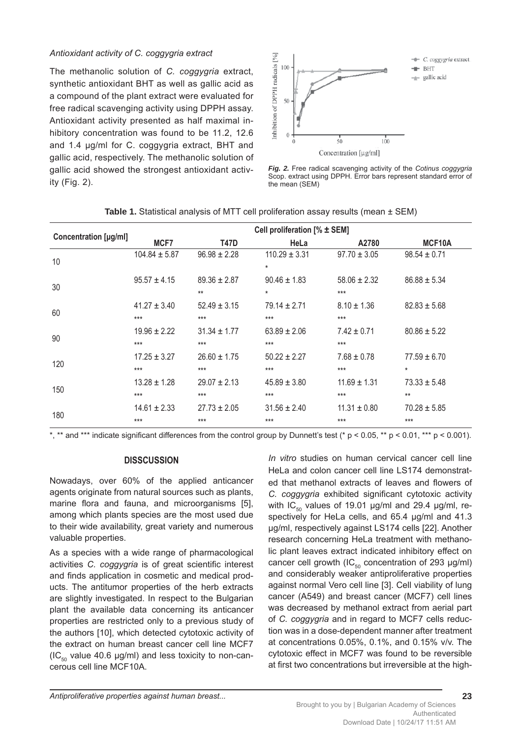*Antioxidant activity of C. coggygria extract*

The methanolic solution of *C. coggygria* extract, synthetic antioxidant BHT as well as gallic acid as a compound of the plant extract were evaluated for free radical scavenging activity using DPPH assay. Antioxidant activity presented as half maximal inhibitory concentration was found to be 11.2, 12.6 and 1.4 μg/ml for C. coggygria extract, BHT and gallic acid, respectively. The methanolic solution of gallic acid showed the strongest antioxidant activity (Fig. 2).

***Fig. 2.*** Free radical scavenging activity of the *Cotinus coggygria* Scop. extract using DPPH. Error bars represent standard error of the mean (SEM)

**Table 1.** Statistical analysis of MTT cell proliferation assay results (mean ± SEM)

| Concentration [μg/ml] | Cell proliferation [% ± SEM] | | | | |
|---|---|---|---|---|---|
| | **MCF7** | **T47D** | **HeLa** | **A2780** | **MCF10A** |
| 10 | 104.84 ± 5.87 | 96.98 ± 2.28 | 110.29 ± 3.31 * | 97.70 ± 3.05 | 98.54 ± 0.71 |
| 30 | 95.57 ± 4.15 | 89.36 ± 2.87 ** | 90.46 ± 1.83 * | 58.06 ± 2.32 *** | 86.88 ± 5.34 |
| 60 | 41.27 ± 3.40 *** | 52.49 ± 3.15 *** | 79.14 ± 2.71 *** | 8.10 ± 1.36 *** | 82.83 ± 5.68 |
| 90 | 19.96 ± 2.22 *** | 31.34 ± 1.77 *** | 63.89 ± 2.06 *** | 7.42 ± 0.71 *** | 80.86 ± 5.22 |
| 120 | 17.25 ± 3.27 *** | 26.60 ± 1.75 *** | 50.22 ± 2.27 *** | 7.68 ± 0.78 *** | 77.59 ± 6.70 * |
| 150 | 13.28 ± 1.28 *** | 29.07 ± 2.13 *** | 45.89 ± 3.80 *** | 11.69 ± 1.31 *** | 73.33 ± 5.48 ** |
| 180 | 14.61 ± 2.33 *** | 27.73 ± 2.05 *** | 31.56 ± 2.40 *** | 11.31 ± 0.80 *** | 70.28 ± 5.85 *** |

*, ** and *** indicate significant differences from the control group by Dunnett's test (* $p < 0.05$, ** $p < 0.01$, *** $p < 0.001$).

## DISSCUSSION

Nowadays, over 60% of the applied anticancer agents originate from natural sources such as plants, marine flora and fauna, and microorganisms [5], among which plants species are the most used due to their wide availability, great variety and numerous valuable properties.

As a species with a wide range of pharmacological activities *C. coggygria* is of great scientific interest and finds application in cosmetic and medical products. The antitumor properties of the herb extracts are slightly investigated. In respect to the Bulgarian plant the available data concerning its anticancer properties are restricted only to a previous study of the authors [10], which detected cytotoxic activity of the extract on human breast cancer cell line MCF7 ($IC_{50}$ value 40.6 μg/ml) and less toxicity to non-cancerous cell line MCF10A.

*In vitro* studies on human cervical cancer cell line HeLa and colon cancer cell line LS174 demonstrated that methanol extracts of leaves and flowers of *C. coggygria* exhibited significant cytotoxic activity with $IC_{50}$ values of 19.01 μg/ml and 29.4 μg/ml, respectively for HeLa cells, and 65.4 μg/ml and 41.3 μg/ml, respectively against LS174 cells [22]. Another research concerning HeLa treatment with methanolic plant leaves extract indicated inhibitory effect on cancer cell growth ($IC_{50}$ concentration of 293 μg/ml) and considerably weaker antiproliferative properties against normal Vero cell line [3]. Cell viability of lung cancer (A549) and breast cancer (MCF7) cell lines was decreased by methanol extract from aerial part of *C. coggygria* and in regard to MCF7 cells reduction was in a dose-dependent manner after treatment at concentrations 0.05%, 0.1%, and 0.15% v/v. The cytotoxic effect in MCF7 was found to be reversible at first two concentrations but irreversible at the high-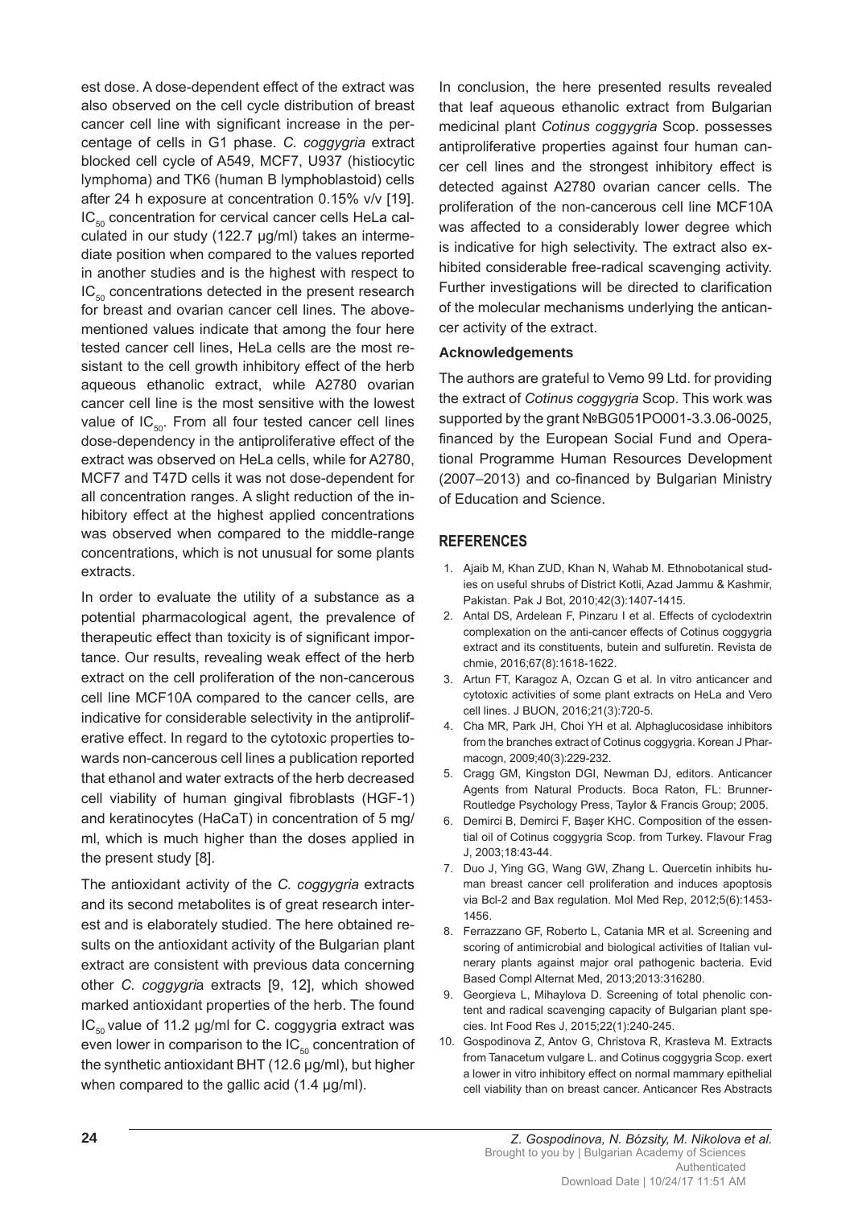est dose. A dose-dependent effect of the extract was also observed on the cell cycle distribution of breast cancer cell line with significant increase in the percentage of cells in G1 phase. *C. coggygria* extract blocked cell cycle of A549, MCF7, U937 (histiocytic lymphoma) and TK6 (human B lymphoblastoid) cells after 24 h exposure at concentration 0.15% v/v [19]. $IC_{50}$ concentration for cervical cancer cells HeLa calculated in our study (122.7 µg/ml) takes an intermediate position when compared to the values reported in another studies and is the highest with respect to $IC_{50}$ concentrations detected in the present research for breast and ovarian cancer cell lines. The above-mentioned values indicate that among the four here tested cancer cell lines, HeLa cells are the most resistant to the cell growth inhibitory effect of the herb aqueous ethanolic extract, while A2780 ovarian cancer cell line is the most sensitive with the lowest value of $IC_{50}$. From all four tested cancer cell lines dose-dependency in the antiproliferative effect of the extract was observed on HeLa cells, while for A2780, MCF7 and T47D cells it was not dose-dependent for all concentration ranges. A slight reduction of the inhibitory effect at the highest applied concentrations was observed when compared to the middle-range concentrations, which is not unusual for some plants extracts.

In order to evaluate the utility of a substance as a potential pharmacological agent, the prevalence of therapeutic effect than toxicity is of significant importance. Our results, revealing weak effect of the herb extract on the cell proliferation of the non-cancerous cell line MCF10A compared to the cancer cells, are indicative for considerable selectivity in the antiproliferative effect. In regard to the cytotoxic properties towards non-cancerous cell lines a publication reported that ethanol and water extracts of the herb decreased cell viability of human gingival fibroblasts (HGF-1) and keratinocytes (HaCaT) in concentration of 5 mg/ml, which is much higher than the doses applied in the present study [8].

The antioxidant activity of the *C. coggygria* extracts and its second metabolites is of great research interest and is elaborately studied. The here obtained results on the antioxidant activity of the Bulgarian plant extract are consistent with previous data concerning other *C. coggygri*a extracts [9, 12], which showed marked antioxidant properties of the herb. The found $IC_{50}$ value of 11.2 µg/ml for C. coggygria extract was even lower in comparison to the $IC_{50}$ concentration of the synthetic antioxidant BHT (12.6 µg/ml), but higher when compared to the gallic acid (1.4 µg/ml).

In conclusion, the here presented results revealed that leaf aqueous ethanolic extract from Bulgarian medicinal plant *Cotinus coggygria* Scop. possesses antiproliferative properties against four human cancer cell lines and the strongest inhibitory effect is detected against A2780 ovarian cancer cells. The proliferation of the non-cancerous cell line MCF10A was affected to a considerably lower degree which is indicative for high selectivity. The extract also exhibited considerable free-radical scavenging activity. Further investigations will be directed to clarification of the molecular mechanisms underlying the anticancer activity of the extract.

**Acknowledgements**

The authors are grateful to Vemo 99 Ltd. for providing the extract of *Cotinus coggygria* Scop. This work was supported by the grant №BG051PO001-3.3.06-0025, financed by the European Social Fund and Operational Programme Human Resources Development (2007–2013) and co-financed by Bulgarian Ministry of Education and Science.

## REFERENCES

1. Ajaib M, Khan ZUD, Khan N, Wahab M. Ethnobotanical studies on useful shrubs of District Kotli, Azad Jammu & Kashmir, Pakistan. Pak J Bot, 2010;42(3):1407-1415.
2. Antal DS, Ardelean F, Pinzaru I et al. Effects of cyclodextrin complexation on the anti-cancer effects of Cotinus coggygria extract and its constituents, butein and sulfuretin. Revista de chmie, 2016;67(8):1618-1622.
3. Artun FT, Karagoz A, Ozcan G et al. In vitro anticancer and cytotoxic activities of some plant extracts on HeLa and Vero cell lines. J BUON, 2016;21(3):720-5.
4. Cha MR, Park JH, Choi YH et al. Alphaglucosidase inhibitors from the branches extract of Cotinus coggygria. Korean J Pharmacogn, 2009;40(3):229-232.
5. Cragg GM, Kingston DGI, Newman DJ, editors. Anticancer Agents from Natural Products. Boca Raton, FL: Brunner-Routledge Psychology Press, Taylor & Francis Group; 2005.
6. Demirci B, Demirci F, Başer KHC. Composition of the essential oil of Cotinus coggygria Scop. from Turkey. Flavour Frag J, 2003;18:43-44.
7. Duo J, Ying GG, Wang GW, Zhang L. Quercetin inhibits human breast cancer cell proliferation and induces apoptosis via Bcl-2 and Bax regulation. Mol Med Rep, 2012;5(6):1453-1456.
8. Ferrazzano GF, Roberto L, Catania MR et al. Screening and scoring of antimicrobial and biological activities of Italian vulnerary plants against major oral pathogenic bacteria. Evid Based Compl Alternat Med, 2013;2013:316280.
9. Georgieva L, Mihaylova D. Screening of total phenolic content and radical scavenging capacity of Bulgarian plant species. Int Food Res J, 2015;22(1):240-245.
10. Gospodinova Z, Antov G, Christova R, Krasteva M. Extracts from Tanacetum vulgare L. and Cotinus coggygria Scop. exert a lower in vitro inhibitory effect on normal mammary epithelial cell viability than on breast cancer. Anticancer Res Abstracts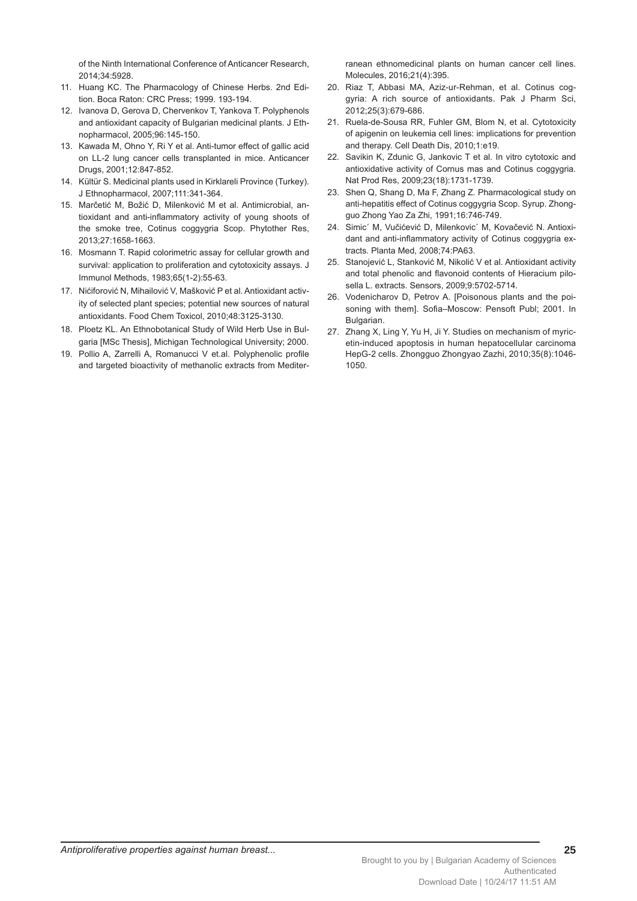of the Ninth International Conference of Anticancer Research, 2014;34:5928.

11. Huang KC. The Pharmacology of Chinese Herbs. 2nd Edition. Boca Raton: CRC Press; 1999. 193-194.
12. Ivanova D, Gerova D, Chervenkov T, Yankova T. Polyphenols and antioxidant capacity of Bulgarian medicinal plants. J Ethnopharmacol, 2005;96:145-150.
13. Kawada M, Ohno Y, Ri Y et al. Anti-tumor effect of gallic acid on LL-2 lung cancer cells transplanted in mice. Anticancer Drugs, 2001;12:847-852.
14. Kültür S. Medicinal plants used in Kirklareli Province (Turkey). J Ethnopharmacol, 2007;111:341-364.
15. Marčetić M, Božić D, Milenković M et al. Antimicrobial, antioxidant and anti-inflammatory activity of young shoots of the smoke tree, Cotinus coggygria Scop. Phytother Res, 2013;27:1658-1663.
16. Mosmann T. Rapid colorimetric assay for cellular growth and survival: application to proliferation and cytotoxicity assays. J Immunol Methods, 1983;65(1-2):55-63.
17. Nićiforović N, Mihailović V, Mašković P et al. Antioxidant activity of selected plant species; potential new sources of natural antioxidants. Food Chem Toxicol, 2010;48:3125-3130.
18. Ploetz KL. An Ethnobotanical Study of Wild Herb Use in Bulgaria [MSc Thesis], Michigan Technological University; 2000.
19. Pollio A, Zarrelli A, Romanucci V et.al. Polyphenolic profile and targeted bioactivity of methanolic extracts from Mediterranean ethnomedicinal plants on human cancer cell lines. Molecules, 2016;21(4):395.
20. Riaz T, Abbasi MA, Aziz-ur-Rehman, et al. Cotinus coggyria: A rich source of antioxidants. Pak J Pharm Sci, 2012;25(3):679-686.
21. Ruela-de-Sousa RR, Fuhler GM, Blom N, et al. Cytotoxicity of apigenin on leukemia cell lines: implications for prevention and therapy. Cell Death Dis, 2010;1:e19.
22. Savikin K, Zdunic G, Jankovic T et al. In vitro cytotoxic and antioxidative activity of Cornus mas and Cotinus coggygria. Nat Prod Res, 2009;23(18):1731-1739.
23. Shen Q, Shang D, Ma F, Zhang Z. Pharmacological study on anti-hepatitis effect of Cotinus coggygria Scop. Syrup. Zhongguo Zhong Yao Za Zhi, 1991;16:746-749.
24. Simic´ M, Vučićević D, Milenkovic´ M, Kovačević N. Antioxidant and anti-inflammatory activity of Cotinus coggygria extracts. Planta Med, 2008;74:PA63.
25. Stanojević L, Stanković M, Nikolić V et al. Antioxidant activity and total phenolic and flavonoid contents of Hieracium pilosella L. extracts. Sensors, 2009;9:5702-5714.
26. Vodenicharov D, Petrov A. [Poisonous plants and the poisoning with them]. Sofia–Moscow: Pensoft Publ; 2001. In Bulgarian.
27. Zhang X, Ling Y, Yu H, Ji Y. Studies on mechanism of myricetin-induced apoptosis in human hepatocellular carcinoma HepG-2 cells. Zhongguo Zhongyao Zazhi, 2010;35(8):1046-1050.